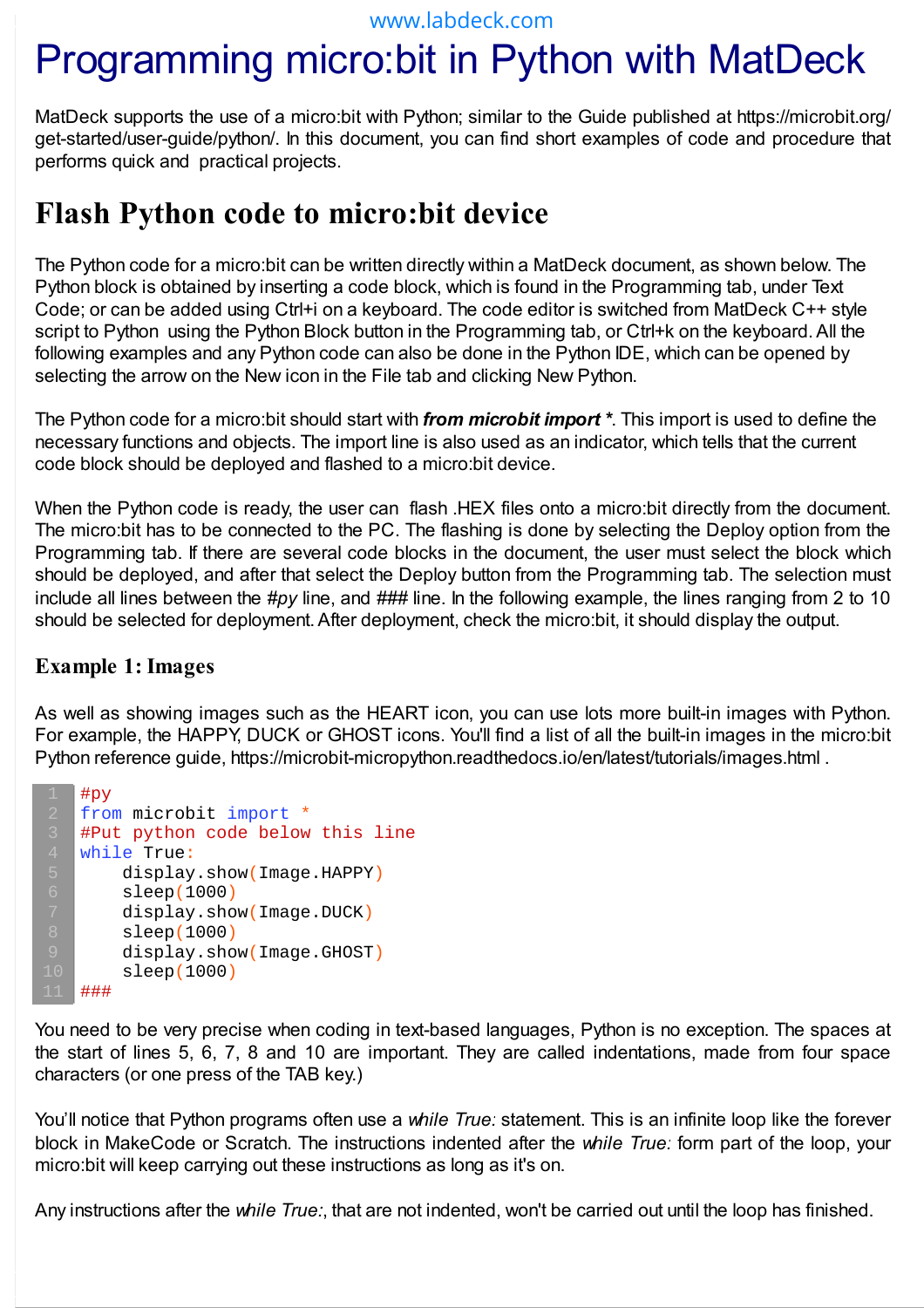# Programming micro:bit in Python with MatDeck

MatDeck supports the use of a micro:bit with Python; similar to the Guide published at https://microbit.org/get-started/user-guide/python/. In this document, you can find short examples of code and procedure that performs quick and practical projects.

## Flash Python code to micro:bit device

The Python code for a micro:bit can be written directly within a MatDeck document, as shown below. The Python block is obtained by inserting a code block, which is found in the Programming tab, under Text Code; or can be added using Ctrl+i on a keyboard. The code editor is switched from MatDeck C++ style script to Python using the Python Block button in the Programming tab, or Ctrl+k on the keyboard. All the following examples and any Python code can also be done in the Python IDE, which can be opened by selecting the arrow on the New icon in the File tab and clicking New Python.

The Python code for a micro:bit should start with ***from microbit import \****. This import is used to define the necessary functions and objects. The import line is also used as an indicator, which tells that the current code block should be deployed and flashed to a micro:bit device.

When the Python code is ready, the user can flash .HEX files onto a micro:bit directly from the document. The micro:bit has to be connected to the PC. The flashing is done by selecting the Deploy option from the Programming tab. If there are several code blocks in the document, the user must select the block which should be deployed, and after that select the Deploy button from the Programming tab. The selection must include all lines between the *#py* line, and ### line. In the following example, the lines ranging from 2 to 10 should be selected for deployment. After deployment, check the micro:bit, it should display the output.

### Example 1: Images

As well as showing images such as the HEART icon, you can use lots more built-in images with Python. For example, the HAPPY, DUCK or GHOST icons. You'll find a list of all the built-in images in the micro:bit Python reference guide, https://microbit-micropython.readthedocs.io/en/latest/tutorials/images.html .

```
#py
from microbit import *
#Put python code below this line
while True:
    display.show(Image.HAPPY)
    sleep(1000)
    display.show(Image.DUCK)
    sleep(1000)
    display.show(Image.GHOST)
    sleep(1000)
###
```

You need to be very precise when coding in text-based languages, Python is no exception. The spaces at the start of lines 5, 6, 7, 8 and 10 are important. They are called indentations, made from four space characters (or one press of the TAB key.)

You'll notice that Python programs often use a *while True:* statement. This is an infinite loop like the forever block in MakeCode or Scratch. The instructions indented after the *while True:* form part of the loop, your micro:bit will keep carrying out these instructions as long as it's on.

Any instructions after the *while True:*, that are not indented, won't be carried out until the loop has finished.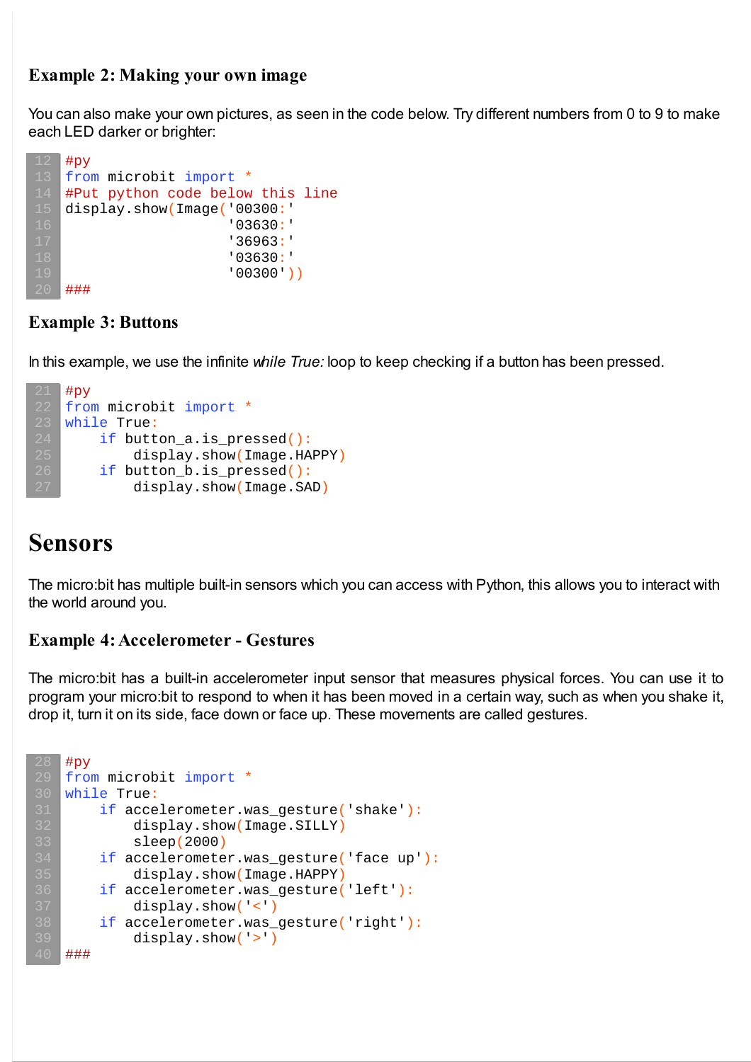### Example 2: Making your own image

You can also make your own pictures, as seen in the code below. Try different numbers from 0 to 9 to make each LED darker or brighter:

```
#py
from microbit import *
#Put python code below this line
display.show(Image('00300:'
                   '03630:'
                   '36963:'
                   '03630:'
                   '00300'))
###
```

### Example 3: Buttons

In this example, we use the infinite *while True:* loop to keep checking if a button has been pressed.

```
#py
from microbit import *
while True:
    if button_a.is_pressed():
        display.show(Image.HAPPY)
    if button_b.is_pressed():
        display.show(Image.SAD)
```

## Sensors

The micro:bit has multiple built-in sensors which you can access with Python, this allows you to interact with the world around you.

### Example 4: Accelerometer - Gestures

The micro:bit has a built-in accelerometer input sensor that measures physical forces. You can use it to program your micro:bit to respond to when it has been moved in a certain way, such as when you shake it, drop it, turn it on its side, face down or face up. These movements are called gestures.

```
#py
from microbit import *
while True:
    if accelerometer.was_gesture('shake'):
        display.show(Image.SILLY)
        sleep(2000)
    if accelerometer.was_gesture('face up'):
        display.show(Image.HAPPY)
    if accelerometer.was_gesture('left'):
        display.show('<')
    if accelerometer.was_gesture('right'):
        display.show('>')
###
```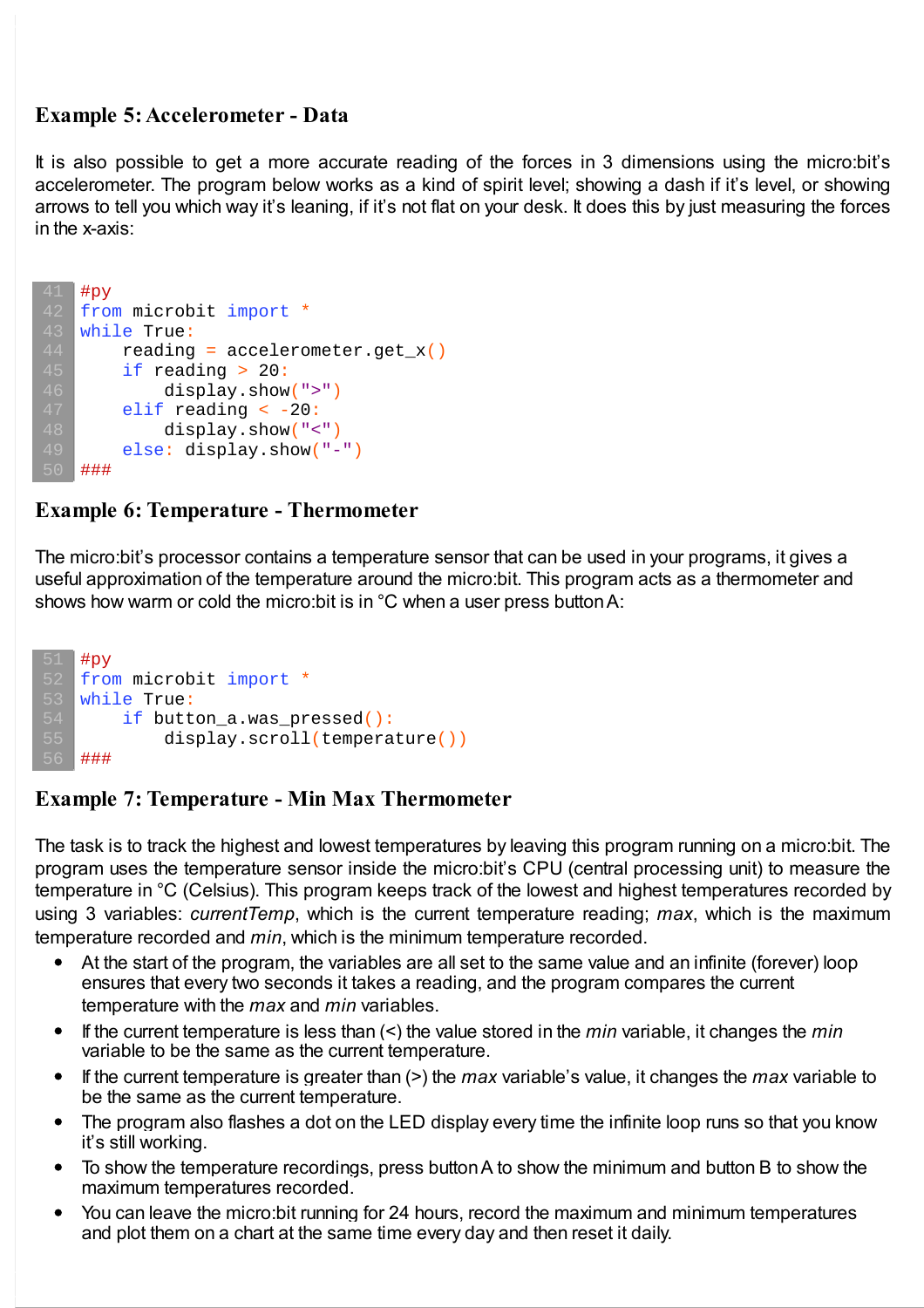### Example 5: Accelerometer - Data

It is also possible to get a more accurate reading of the forces in 3 dimensions using the micro:bit's accelerometer. The program below works as a kind of spirit level; showing a dash if it's level, or showing arrows to tell you which way it's leaning, if it's not flat on your desk. It does this by just measuring the forces in the x-axis:

```
#py
from microbit import *
while True:
    reading = accelerometer.get_x()
    if reading > 20:
        display.show(">")
    elif reading < -20:
        display.show("<")
    else: display.show("-")
###
```

### Example 6: Temperature - Thermometer

The micro:bit's processor contains a temperature sensor that can be used in your programs, it gives a useful approximation of the temperature around the micro:bit. This program acts as a thermometer and shows how warm or cold the micro:bit is in °C when a user press button A:

```
#py
from microbit import *
while True:
    if button_a.was_pressed():
        display.scroll(temperature())
###
```

### Example 7: Temperature - Min Max Thermometer

The task is to track the highest and lowest temperatures by leaving this program running on a micro:bit. The program uses the temperature sensor inside the micro:bit's CPU (central processing unit) to measure the temperature in °C (Celsius). This program keeps track of the lowest and highest temperatures recorded by using 3 variables: *currentTemp*, which is the current temperature reading; *max*, which is the maximum temperature recorded and *min*, which is the minimum temperature recorded.

- At the start of the program, the variables are all set to the same value and an infinite (forever) loop ensures that every two seconds it takes a reading, and the program compares the current temperature with the *max* and *min* variables.
- If the current temperature is less than (<) the value stored in the *min* variable, it changes the *min* variable to be the same as the current temperature.
- If the current temperature is greater than (>) the *max* variable's value, it changes the *max* variable to be the same as the current temperature.
- The program also flashes a dot on the LED display every time the infinite loop runs so that you know it's still working.
- To show the temperature recordings, press button A to show the minimum and button B to show the maximum temperatures recorded.
- You can leave the micro:bit running for 24 hours, record the maximum and minimum temperatures and plot them on a chart at the same time every day and then reset it daily.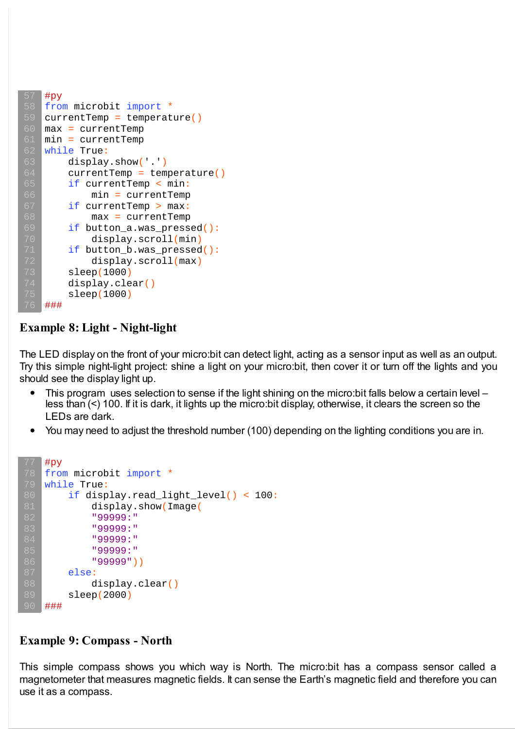```
#py
from microbit import *
currentTemp = temperature()
max = currentTemp
min = currentTemp
while True:
    display.show('.')
    currentTemp = temperature()
    if currentTemp < min:
        min = currentTemp
    if currentTemp > max:
        max = currentTemp
    if button_a.was_pressed():
        display.scroll(min)
    if button_b.was_pressed():
        display.scroll(max)
    sleep(1000)
    display.clear()
    sleep(1000)
###
```

### Example 8: Light - Night-light

The LED display on the front of your micro:bit can detect light, acting as a sensor input as well as an output. Try this simple night-light project: shine a light on your micro:bit, then cover it or turn off the lights and you should see the display light up.

- This program uses selection to sense if the light shining on the micro:bit falls below a certain level – less than (<) 100. If it is dark, it lights up the micro:bit display, otherwise, it clears the screen so the LEDs are dark.
- You may need to adjust the threshold number (100) depending on the lighting conditions you are in.

```
#py
from microbit import *
while True:
    if display.read_light_level() < 100:
        display.show(Image(
        "99999:"
        "99999:"
        "99999:"
        "99999:"
        "99999"))
    else:
        display.clear()
    sleep(2000)
###
```

### Example 9: Compass - North

This simple compass shows you which way is North. The micro:bit has a compass sensor called a magnetometer that measures magnetic fields. It can sense the Earth's magnetic field and therefore you can use it as a compass.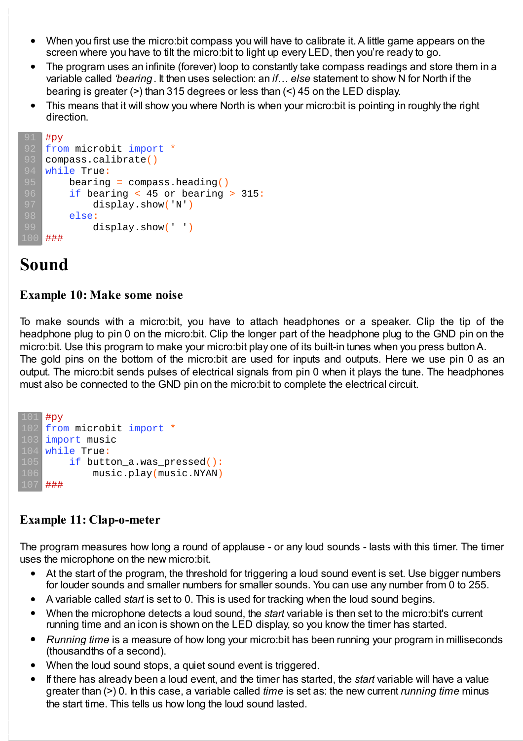- When you first use the micro:bit compass you will have to calibrate it. A little game appears on the screen where you have to tilt the micro:bit to light up every LED, then you're ready to go.
- The program uses an infinite (forever) loop to constantly take compass readings and store them in a variable called *'bearing*. It then uses selection: an *if… else* statement to show N for North if the bearing is greater (>) than 315 degrees or less than (<) 45 on the LED display.
- This means that it will show you where North is when your micro:bit is pointing in roughly the right direction.

```
#py
from microbit import *
compass.calibrate()
while True:
    bearing = compass.heading()
    if bearing < 45 or bearing > 315:
        display.show('N')
    else:
        display.show(' ')
###
```

# Sound

### Example 10: Make some noise

To make sounds with a micro:bit, you have to attach headphones or a speaker. Clip the tip of the headphone plug to pin 0 on the micro:bit. Clip the longer part of the headphone plug to the GND pin on the micro:bit. Use this program to make your micro:bit play one of its built-in tunes when you press button A. The gold pins on the bottom of the micro:bit are used for inputs and outputs. Here we use pin 0 as an output. The micro:bit sends pulses of electrical signals from pin 0 when it plays the tune. The headphones must also be connected to the GND pin on the micro:bit to complete the electrical circuit.

```
#py
from microbit import *
import music
while True:
    if button_a.was_pressed():
        music.play(music.NYAN)
###
```

### Example 11: Clap-o-meter

The program measures how long a round of applause - or any loud sounds - lasts with this timer. The timer uses the microphone on the new micro:bit.

- At the start of the program, the threshold for triggering a loud sound event is set. Use bigger numbers for louder sounds and smaller numbers for smaller sounds. You can use any number from 0 to 255.
- A variable called *start* is set to 0. This is used for tracking when the loud sound begins.
- When the microphone detects a loud sound, the *start* variable is then set to the micro:bit's current running time and an icon is shown on the LED display, so you know the timer has started.
- *Running time* is a measure of how long your micro:bit has been running your program in milliseconds (thousandths of a second).
- When the loud sound stops, a quiet sound event is triggered.
- If there has already been a loud event, and the timer has started, the *start* variable will have a value greater than (>) 0. In this case, a variable called *time* is set as: the new current *running time* minus the start time. This tells us how long the loud sound lasted.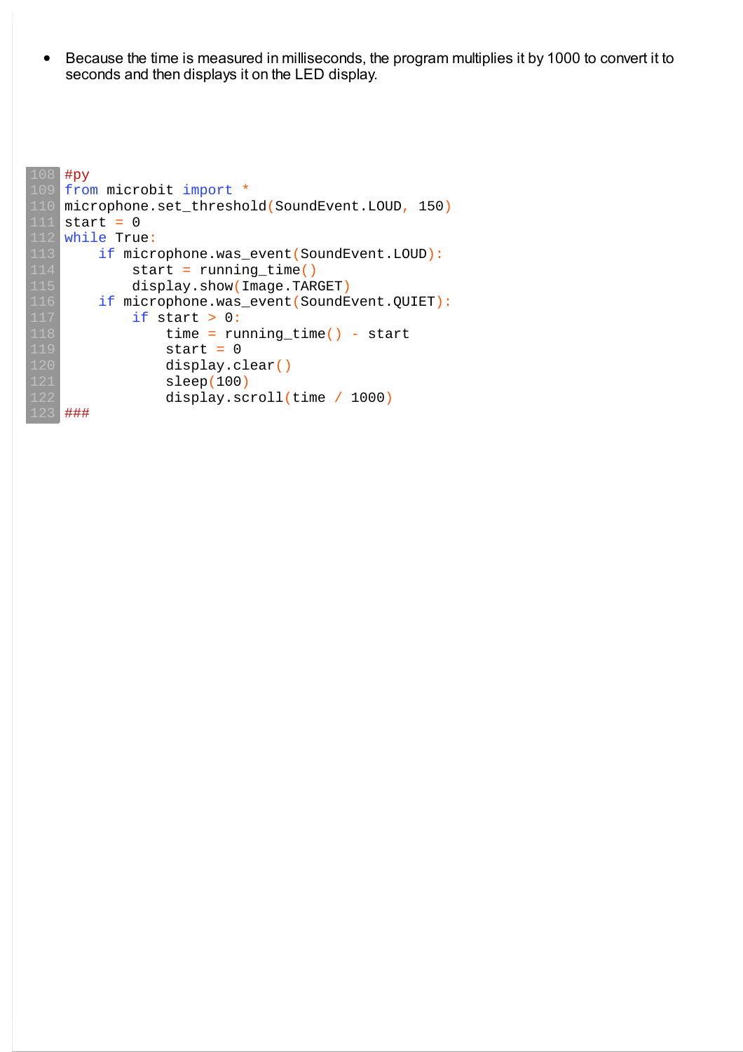- Because the time is measured in milliseconds, the program multiplies it by 1000 to convert it to seconds and then displays it on the LED display.

```
#py
from microbit import *
microphone.set_threshold(SoundEvent.LOUD, 150)
start = 0
while True:
    if microphone.was_event(SoundEvent.LOUD):
        start = running_time()
        display.show(Image.TARGET)
    if microphone.was_event(SoundEvent.QUIET):
        if start > 0:
            time = running_time() - start
            start = 0
            display.clear()
            sleep(100)
            display.scroll(time / 1000)
###
```